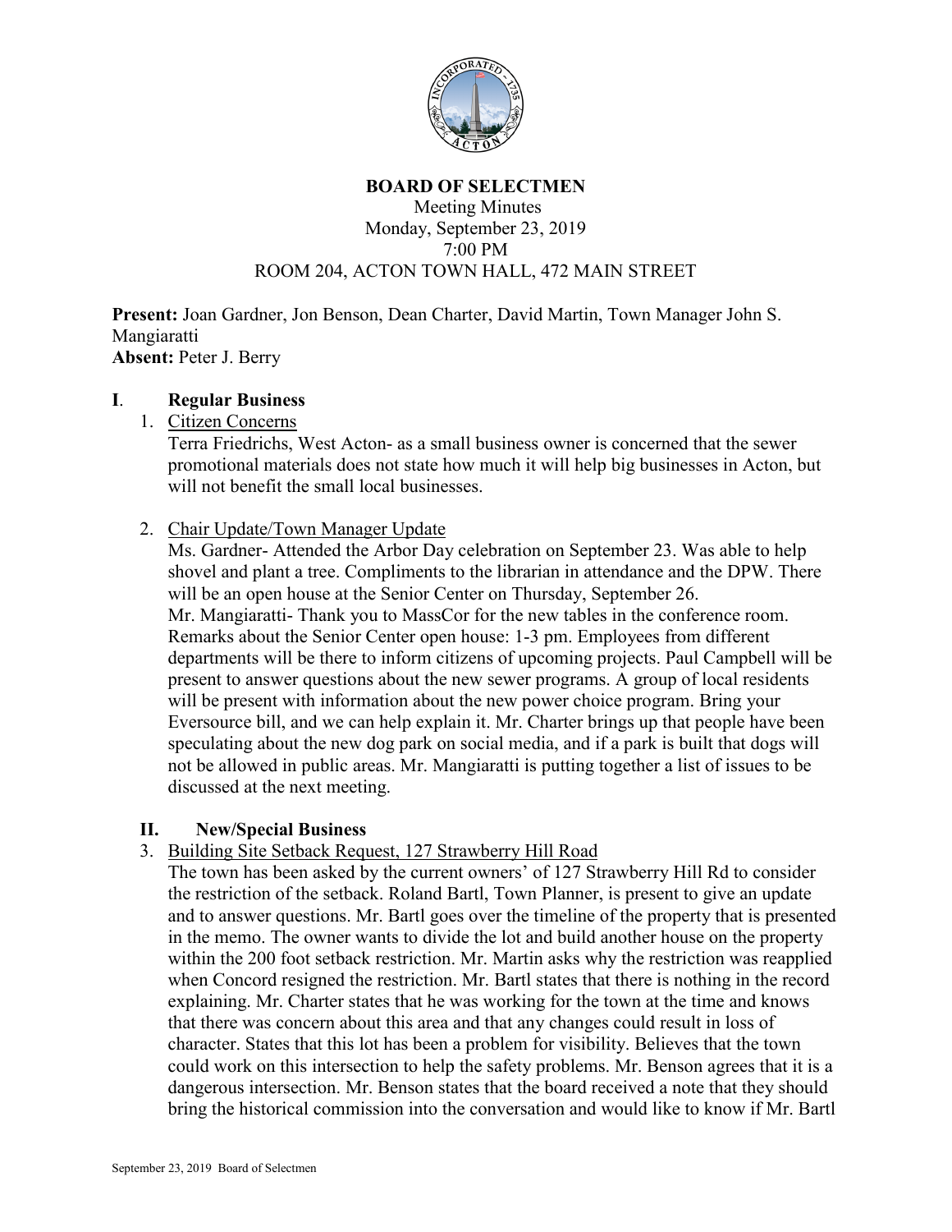**BOARD OF SELECTMEN**

Meeting Minutes
Monday, September 23, 2019
7:00 PM
ROOM 204, ACTON TOWN HALL, 472 MAIN STREET

**Present:** Joan Gardner, Jon Benson, Dean Charter, David Martin, Town Manager John S. Mangiaratti
**Absent:** Peter J. Berry

## I. Regular Business

1. Citizen Concerns

   Terra Friedrichs, West Acton- as a small business owner is concerned that the sewer promotional materials does not state how much it will help big businesses in Acton, but will not benefit the small local businesses.

2. Chair Update/Town Manager Update

   Ms. Gardner- Attended the Arbor Day celebration on September 23. Was able to help shovel and plant a tree. Compliments to the librarian in attendance and the DPW. There will be an open house at the Senior Center on Thursday, September 26.
   Mr. Mangiaratti- Thank you to MassCor for the new tables in the conference room. Remarks about the Senior Center open house: 1-3 pm. Employees from different departments will be there to inform citizens of upcoming projects. Paul Campbell will be present to answer questions about the new sewer programs. A group of local residents will be present with information about the new power choice program. Bring your Eversource bill, and we can help explain it. Mr. Charter brings up that people have been speculating about the new dog park on social media, and if a park is built that dogs will not be allowed in public areas. Mr. Mangiaratti is putting together a list of issues to be discussed at the next meeting.

## II. New/Special Business

3. Building Site Setback Request, 127 Strawberry Hill Road

   The town has been asked by the current owners' of 127 Strawberry Hill Rd to consider the restriction of the setback. Roland Bartl, Town Planner, is present to give an update and to answer questions. Mr. Bartl goes over the timeline of the property that is presented in the memo. The owner wants to divide the lot and build another house on the property within the 200 foot setback restriction. Mr. Martin asks why the restriction was reapplied when Concord resigned the restriction. Mr. Bartl states that there is nothing in the record explaining. Mr. Charter states that he was working for the town at the time and knows that there was concern about this area and that any changes could result in loss of character. States that this lot has been a problem for visibility. Believes that the town could work on this intersection to help the safety problems. Mr. Benson agrees that it is a dangerous intersection. Mr. Benson states that the board received a note that they should bring the historical commission into the conversation and would like to know if Mr. Bartl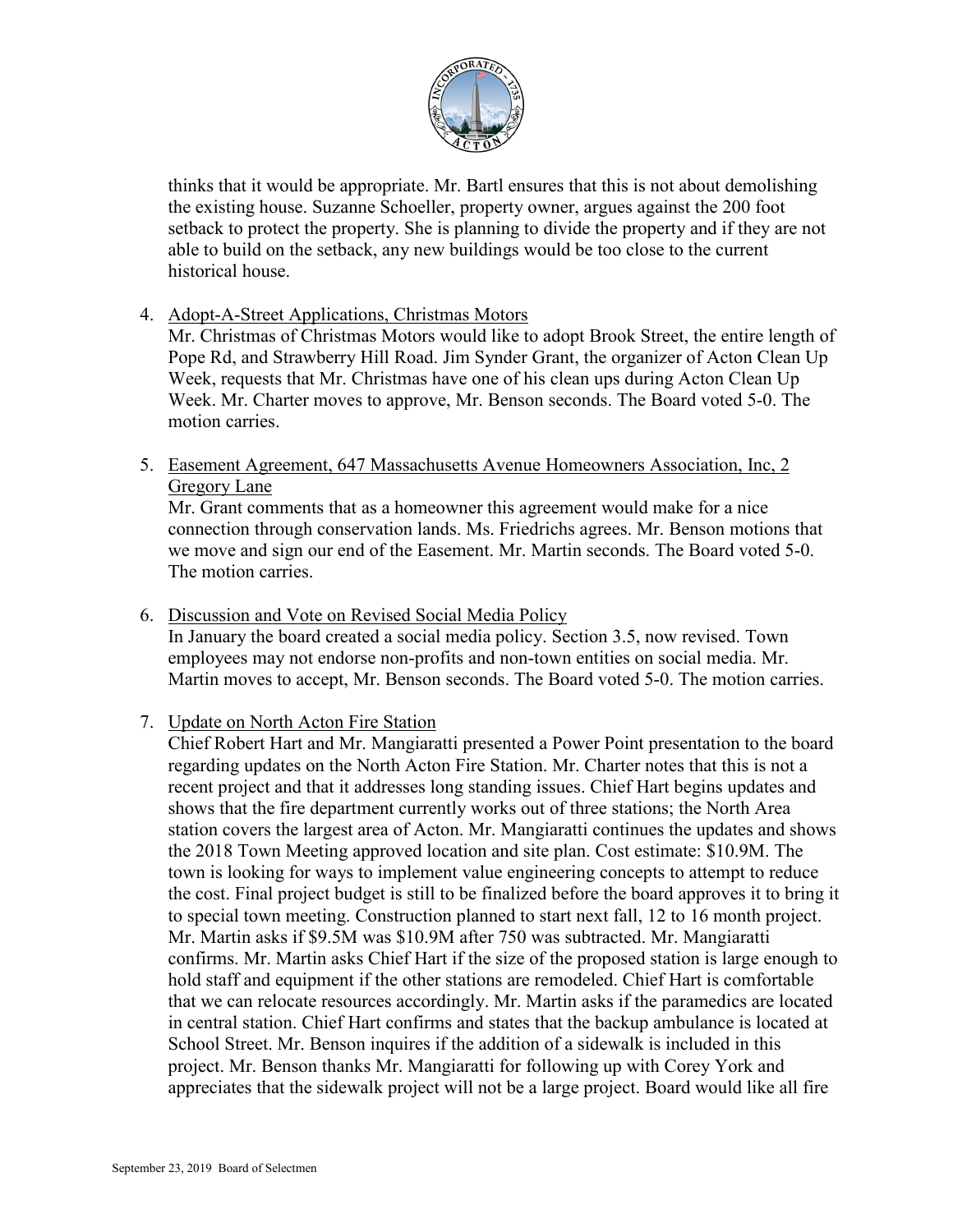thinks that it would be appropriate. Mr. Bartl ensures that this is not about demolishing the existing house. Suzanne Schoeller, property owner, argues against the 200 foot setback to protect the property. She is planning to divide the property and if they are not able to build on the setback, any new buildings would be too close to the current historical house.

4. Adopt-A-Street Applications, Christmas Motors
   Mr. Christmas of Christmas Motors would like to adopt Brook Street, the entire length of Pope Rd, and Strawberry Hill Road. Jim Synder Grant, the organizer of Acton Clean Up Week, requests that Mr. Christmas have one of his clean ups during Acton Clean Up Week. Mr. Charter moves to approve, Mr. Benson seconds. The Board voted 5-0. The motion carries.

5. Easement Agreement, 647 Massachusetts Avenue Homeowners Association, Inc, 2 Gregory Lane
   Mr. Grant comments that as a homeowner this agreement would make for a nice connection through conservation lands. Ms. Friedrichs agrees. Mr. Benson motions that we move and sign our end of the Easement. Mr. Martin seconds. The Board voted 5-0. The motion carries.

6. Discussion and Vote on Revised Social Media Policy
   In January the board created a social media policy. Section 3.5, now revised. Town employees may not endorse non-profits and non-town entities on social media. Mr. Martin moves to accept, Mr. Benson seconds. The Board voted 5-0. The motion carries.

7. Update on North Acton Fire Station
   Chief Robert Hart and Mr. Mangiaratti presented a Power Point presentation to the board regarding updates on the North Acton Fire Station. Mr. Charter notes that this is not a recent project and that it addresses long standing issues. Chief Hart begins updates and shows that the fire department currently works out of three stations; the North Area station covers the largest area of Acton. Mr. Mangiaratti continues the updates and shows the 2018 Town Meeting approved location and site plan. Cost estimate: \$10.9M. The town is looking for ways to implement value engineering concepts to attempt to reduce the cost. Final project budget is still to be finalized before the board approves it to bring it to special town meeting. Construction planned to start next fall, 12 to 16 month project. Mr. Martin asks if \$9.5M was \$10.9M after 750 was subtracted. Mr. Mangiaratti confirms. Mr. Martin asks Chief Hart if the size of the proposed station is large enough to hold staff and equipment if the other stations are remodeled. Chief Hart is comfortable that we can relocate resources accordingly. Mr. Martin asks if the paramedics are located in central station. Chief Hart confirms and states that the backup ambulance is located at School Street. Mr. Benson inquires if the addition of a sidewalk is included in this project. Mr. Benson thanks Mr. Mangiaratti for following up with Corey York and appreciates that the sidewalk project will not be a large project. Board would like all fire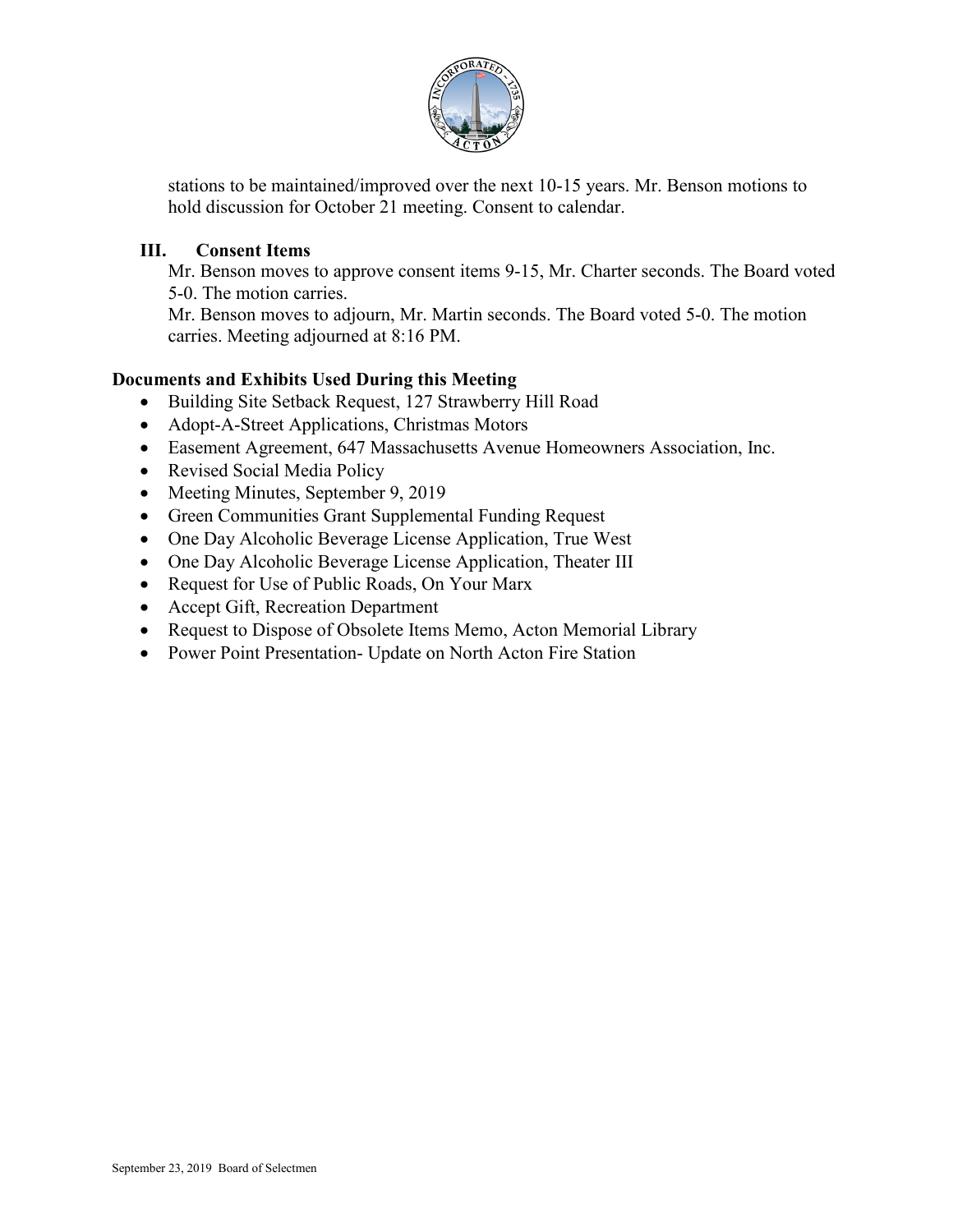stations to be maintained/improved over the next 10-15 years. Mr. Benson motions to hold discussion for October 21 meeting. Consent to calendar.

## III. Consent Items

Mr. Benson moves to approve consent items 9-15, Mr. Charter seconds. The Board voted 5-0. The motion carries.

Mr. Benson moves to adjourn, Mr. Martin seconds. The Board voted 5-0. The motion carries. Meeting adjourned at 8:16 PM.

### Documents and Exhibits Used During this Meeting

- Building Site Setback Request, 127 Strawberry Hill Road
- Adopt-A-Street Applications, Christmas Motors
- Easement Agreement, 647 Massachusetts Avenue Homeowners Association, Inc.
- Revised Social Media Policy
- Meeting Minutes, September 9, 2019
- Green Communities Grant Supplemental Funding Request
- One Day Alcoholic Beverage License Application, True West
- One Day Alcoholic Beverage License Application, Theater III
- Request for Use of Public Roads, On Your Marx
- Accept Gift, Recreation Department
- Request to Dispose of Obsolete Items Memo, Acton Memorial Library
- Power Point Presentation- Update on North Acton Fire Station